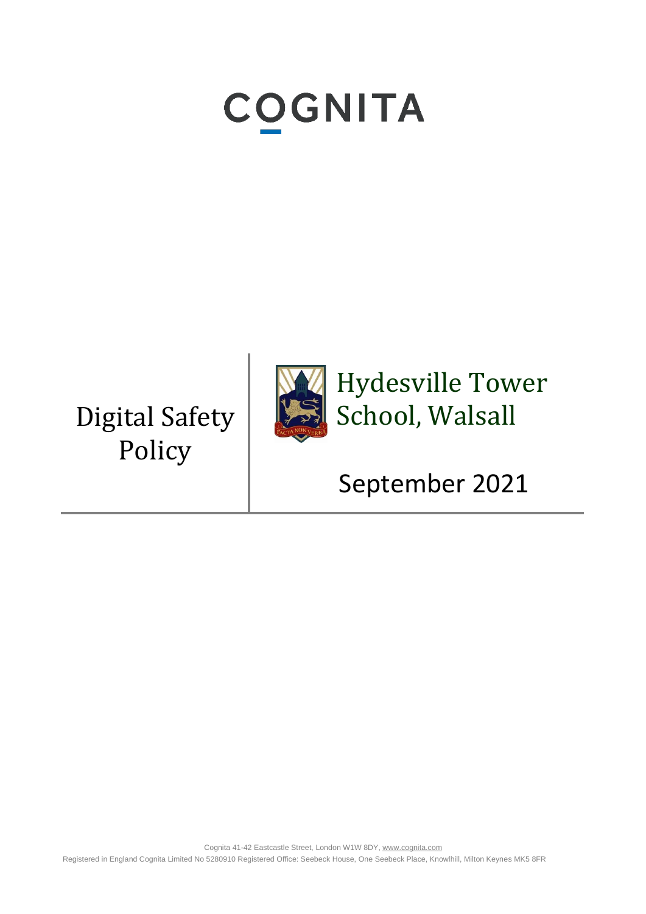# COGNITA

# Digital Safety Policy

## Hydesville Tower School, Walsall

September 2021

Cognita 41-42 Eastcastle Street, London W1W 8DY, www.cognita.com

Registered in England Cognita Limited No 5280910 Registered Office: Seebeck House, One Seebeck Place, Knowlhill, Milton Keynes MK5 8FR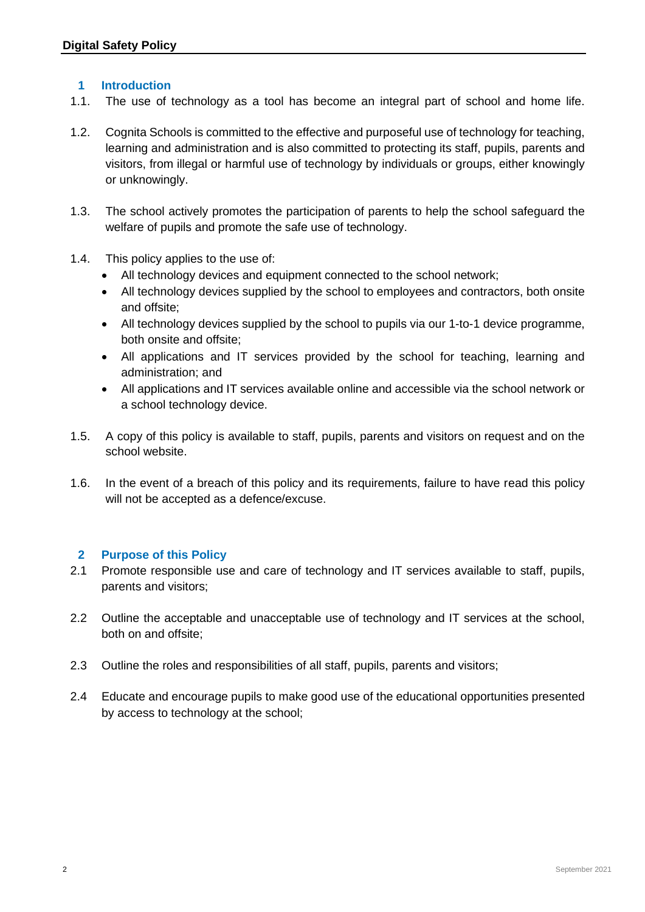## 1 Introduction

1.1. The use of technology as a tool has become an integral part of school and home life.

1.2. Cognita Schools is committed to the effective and purposeful use of technology for teaching, learning and administration and is also committed to protecting its staff, pupils, parents and visitors, from illegal or harmful use of technology by individuals or groups, either knowingly or unknowingly.

1.3. The school actively promotes the participation of parents to help the school safeguard the welfare of pupils and promote the safe use of technology.

1.4. This policy applies to the use of:

- All technology devices and equipment connected to the school network;
- All technology devices supplied by the school to employees and contractors, both onsite and offsite;
- All technology devices supplied by the school to pupils via our 1-to-1 device programme, both onsite and offsite;
- All applications and IT services provided by the school for teaching, learning and administration; and
- All applications and IT services available online and accessible via the school network or a school technology device.

1.5. A copy of this policy is available to staff, pupils, parents and visitors on request and on the school website.

1.6. In the event of a breach of this policy and its requirements, failure to have read this policy will not be accepted as a defence/excuse.

## 2 Purpose of this Policy

2.1 Promote responsible use and care of technology and IT services available to staff, pupils, parents and visitors;

2.2 Outline the acceptable and unacceptable use of technology and IT services at the school, both on and offsite;

2.3 Outline the roles and responsibilities of all staff, pupils, parents and visitors;

2.4 Educate and encourage pupils to make good use of the educational opportunities presented by access to technology at the school;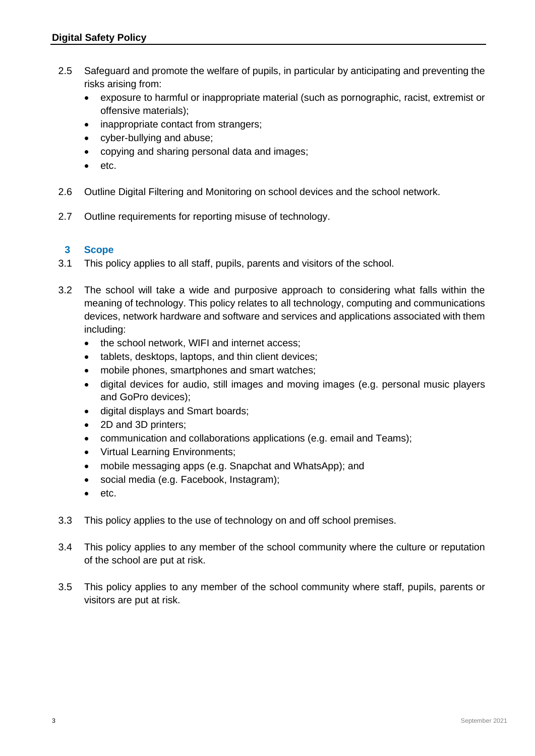2.5 Safeguard and promote the welfare of pupils, in particular by anticipating and preventing the risks arising from:

- exposure to harmful or inappropriate material (such as pornographic, racist, extremist or offensive materials);
- inappropriate contact from strangers;
- cyber-bullying and abuse;
- copying and sharing personal data and images;
- etc.

2.6 Outline Digital Filtering and Monitoring on school devices and the school network.

2.7 Outline requirements for reporting misuse of technology.

## 3 Scope

3.1 This policy applies to all staff, pupils, parents and visitors of the school.

3.2 The school will take a wide and purposive approach to considering what falls within the meaning of technology. This policy relates to all technology, computing and communications devices, network hardware and software and services and applications associated with them including:

- the school network, WIFI and internet access;
- tablets, desktops, laptops, and thin client devices;
- mobile phones, smartphones and smart watches;
- digital devices for audio, still images and moving images (e.g. personal music players and GoPro devices);
- digital displays and Smart boards;
- 2D and 3D printers;
- communication and collaborations applications (e.g. email and Teams);
- Virtual Learning Environments;
- mobile messaging apps (e.g. Snapchat and WhatsApp); and
- social media (e.g. Facebook, Instagram);
- etc.

3.3 This policy applies to the use of technology on and off school premises.

3.4 This policy applies to any member of the school community where the culture or reputation of the school are put at risk.

3.5 This policy applies to any member of the school community where staff, pupils, parents or visitors are put at risk.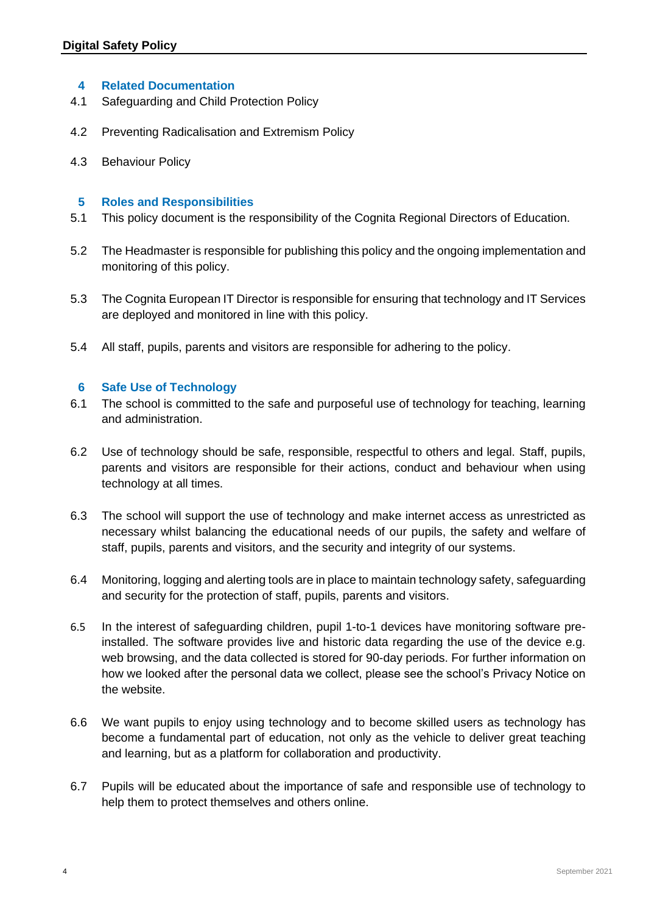## 4 Related Documentation

4.1 Safeguarding and Child Protection Policy

4.2 Preventing Radicalisation and Extremism Policy

4.3 Behaviour Policy

## 5 Roles and Responsibilities

5.1 This policy document is the responsibility of the Cognita Regional Directors of Education.

5.2 The Headmaster is responsible for publishing this policy and the ongoing implementation and monitoring of this policy.

5.3 The Cognita European IT Director is responsible for ensuring that technology and IT Services are deployed and monitored in line with this policy.

5.4 All staff, pupils, parents and visitors are responsible for adhering to the policy.

## 6 Safe Use of Technology

6.1 The school is committed to the safe and purposeful use of technology for teaching, learning and administration.

6.2 Use of technology should be safe, responsible, respectful to others and legal. Staff, pupils, parents and visitors are responsible for their actions, conduct and behaviour when using technology at all times.

6.3 The school will support the use of technology and make internet access as unrestricted as necessary whilst balancing the educational needs of our pupils, the safety and welfare of staff, pupils, parents and visitors, and the security and integrity of our systems.

6.4 Monitoring, logging and alerting tools are in place to maintain technology safety, safeguarding and security for the protection of staff, pupils, parents and visitors.

6.5 In the interest of safeguarding children, pupil 1-to-1 devices have monitoring software pre-installed. The software provides live and historic data regarding the use of the device e.g. web browsing, and the data collected is stored for 90-day periods. For further information on how we looked after the personal data we collect, please see the school's Privacy Notice on the website.

6.6 We want pupils to enjoy using technology and to become skilled users as technology has become a fundamental part of education, not only as the vehicle to deliver great teaching and learning, but as a platform for collaboration and productivity.

6.7 Pupils will be educated about the importance of safe and responsible use of technology to help them to protect themselves and others online.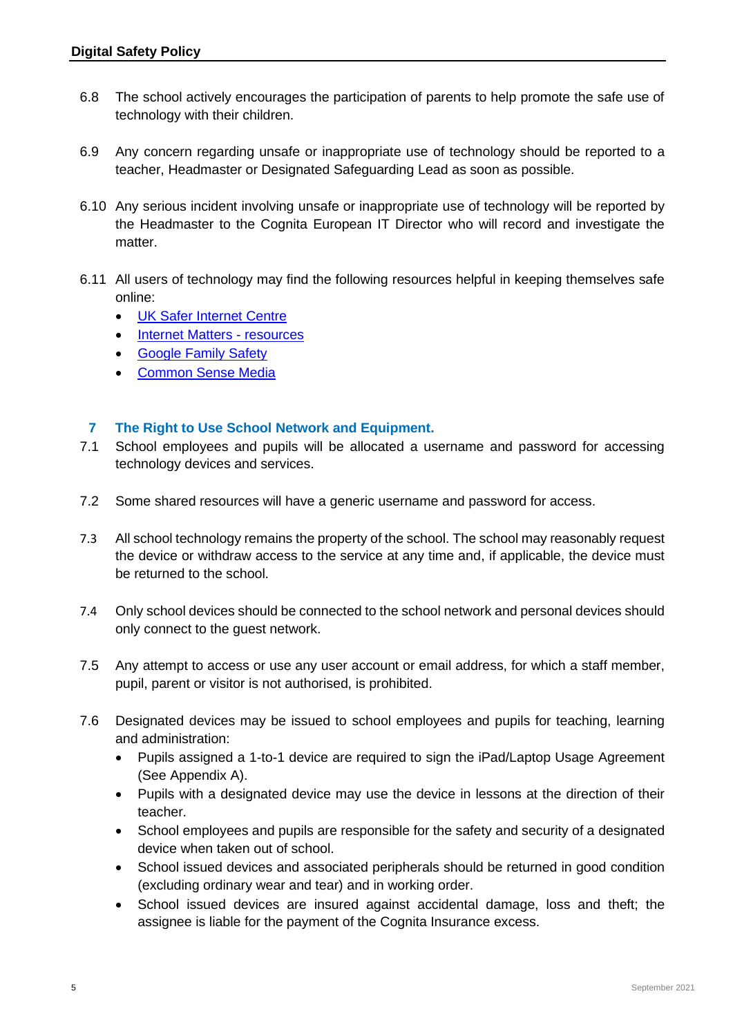6.8 The school actively encourages the participation of parents to help promote the safe use of technology with their children.

6.9 Any concern regarding unsafe or inappropriate use of technology should be reported to a teacher, Headmaster or Designated Safeguarding Lead as soon as possible.

6.10 Any serious incident involving unsafe or inappropriate use of technology will be reported by the Headmaster to the Cognita European IT Director who will record and investigate the matter.

6.11 All users of technology may find the following resources helpful in keeping themselves safe online:

- UK Safer Internet Centre
- Internet Matters - resources
- Google Family Safety
- Common Sense Media

## 7 The Right to Use School Network and Equipment.

7.1 School employees and pupils will be allocated a username and password for accessing technology devices and services.

7.2 Some shared resources will have a generic username and password for access.

7.3 All school technology remains the property of the school. The school may reasonably request the device or withdraw access to the service at any time and, if applicable, the device must be returned to the school.

7.4 Only school devices should be connected to the school network and personal devices should only connect to the guest network.

7.5 Any attempt to access or use any user account or email address, for which a staff member, pupil, parent or visitor is not authorised, is prohibited.

7.6 Designated devices may be issued to school employees and pupils for teaching, learning and administration:

- Pupils assigned a 1-to-1 device are required to sign the iPad/Laptop Usage Agreement (See Appendix A).
- Pupils with a designated device may use the device in lessons at the direction of their teacher.
- School employees and pupils are responsible for the safety and security of a designated device when taken out of school.
- School issued devices and associated peripherals should be returned in good condition (excluding ordinary wear and tear) and in working order.
- School issued devices are insured against accidental damage, loss and theft; the assignee is liable for the payment of the Cognita Insurance excess.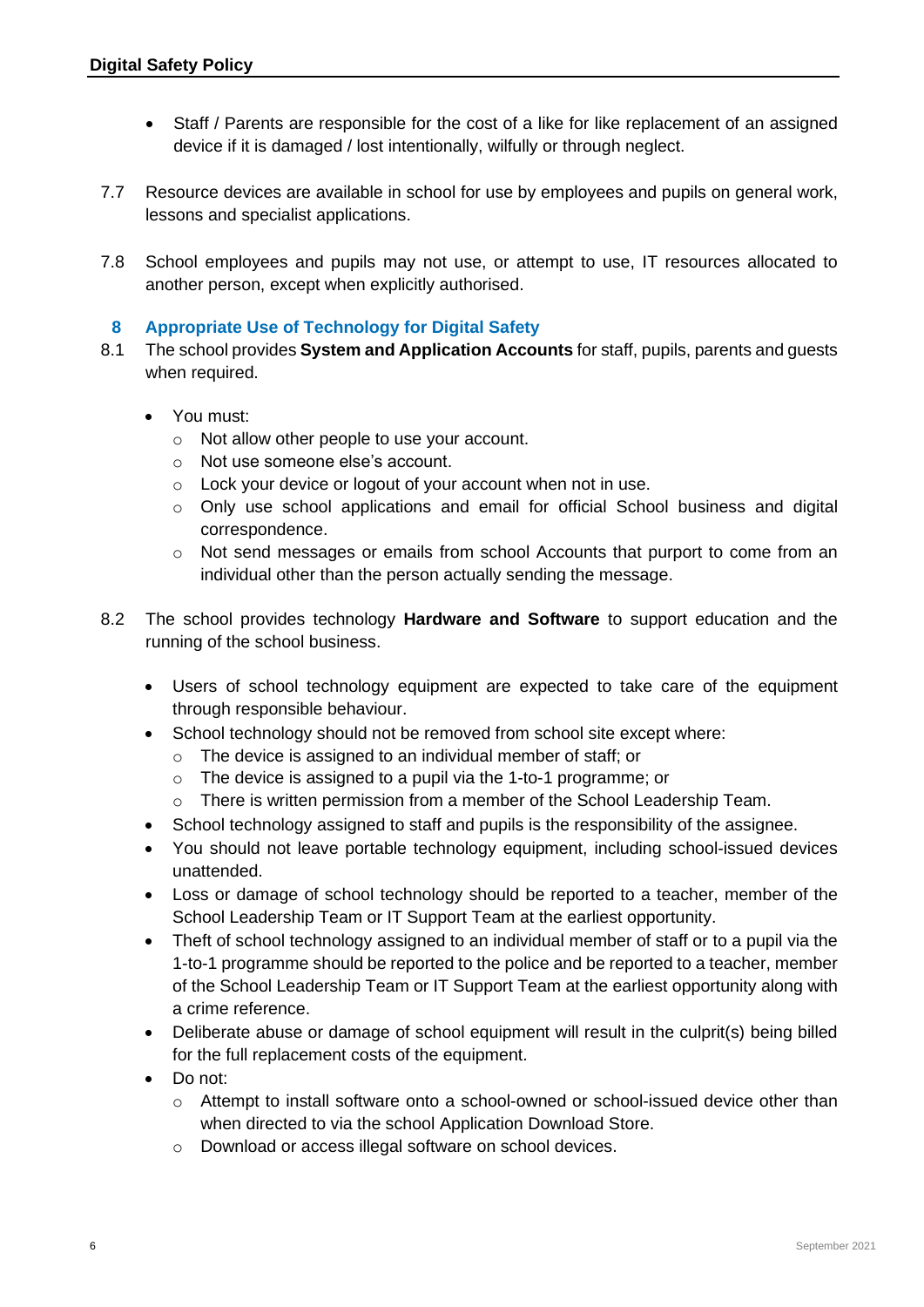- Staff / Parents are responsible for the cost of a like for like replacement of an assigned device if it is damaged / lost intentionally, wilfully or through neglect.

7.7 Resource devices are available in school for use by employees and pupils on general work, lessons and specialist applications.

7.8 School employees and pupils may not use, or attempt to use, IT resources allocated to another person, except when explicitly authorised.

## 8 Appropriate Use of Technology for Digital Safety

8.1 The school provides **System and Application Accounts** for staff, pupils, parents and guests when required.

- You must:
  - Not allow other people to use your account.
  - Not use someone else's account.
  - Lock your device or logout of your account when not in use.
  - Only use school applications and email for official School business and digital correspondence.
  - Not send messages or emails from school Accounts that purport to come from an individual other than the person actually sending the message.

8.2 The school provides technology **Hardware and Software** to support education and the running of the school business.

- Users of school technology equipment are expected to take care of the equipment through responsible behaviour.
- School technology should not be removed from school site except where:
  - The device is assigned to an individual member of staff; or
  - The device is assigned to a pupil via the 1-to-1 programme; or
  - There is written permission from a member of the School Leadership Team.
- School technology assigned to staff and pupils is the responsibility of the assignee.
- You should not leave portable technology equipment, including school-issued devices unattended.
- Loss or damage of school technology should be reported to a teacher, member of the School Leadership Team or IT Support Team at the earliest opportunity.
- Theft of school technology assigned to an individual member of staff or to a pupil via the 1-to-1 programme should be reported to the police and be reported to a teacher, member of the School Leadership Team or IT Support Team at the earliest opportunity along with a crime reference.
- Deliberate abuse or damage of school equipment will result in the culprit(s) being billed for the full replacement costs of the equipment.
- Do not:
  - Attempt to install software onto a school-owned or school-issued device other than when directed to via the school Application Download Store.
  - Download or access illegal software on school devices.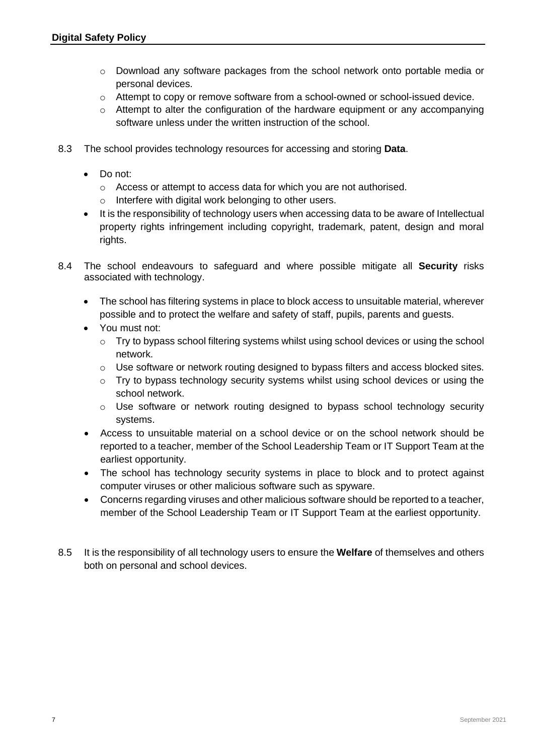- Download any software packages from the school network onto portable media or personal devices.
  - Attempt to copy or remove software from a school-owned or school-issued device.
  - Attempt to alter the configuration of the hardware equipment or any accompanying software unless under the written instruction of the school.

8.3 The school provides technology resources for accessing and storing **Data**.

- Do not:
  - Access or attempt to access data for which you are not authorised.
  - Interfere with digital work belonging to other users.
- It is the responsibility of technology users when accessing data to be aware of Intellectual property rights infringement including copyright, trademark, patent, design and moral rights.

8.4 The school endeavours to safeguard and where possible mitigate all **Security** risks associated with technology.

- The school has filtering systems in place to block access to unsuitable material, wherever possible and to protect the welfare and safety of staff, pupils, parents and guests.
- You must not:
  - Try to bypass school filtering systems whilst using school devices or using the school network.
  - Use software or network routing designed to bypass filters and access blocked sites.
  - Try to bypass technology security systems whilst using school devices or using the school network.
  - Use software or network routing designed to bypass school technology security systems.
- Access to unsuitable material on a school device or on the school network should be reported to a teacher, member of the School Leadership Team or IT Support Team at the earliest opportunity.
- The school has technology security systems in place to block and to protect against computer viruses or other malicious software such as spyware.
- Concerns regarding viruses and other malicious software should be reported to a teacher, member of the School Leadership Team or IT Support Team at the earliest opportunity.

8.5 It is the responsibility of all technology users to ensure the **Welfare** of themselves and others both on personal and school devices.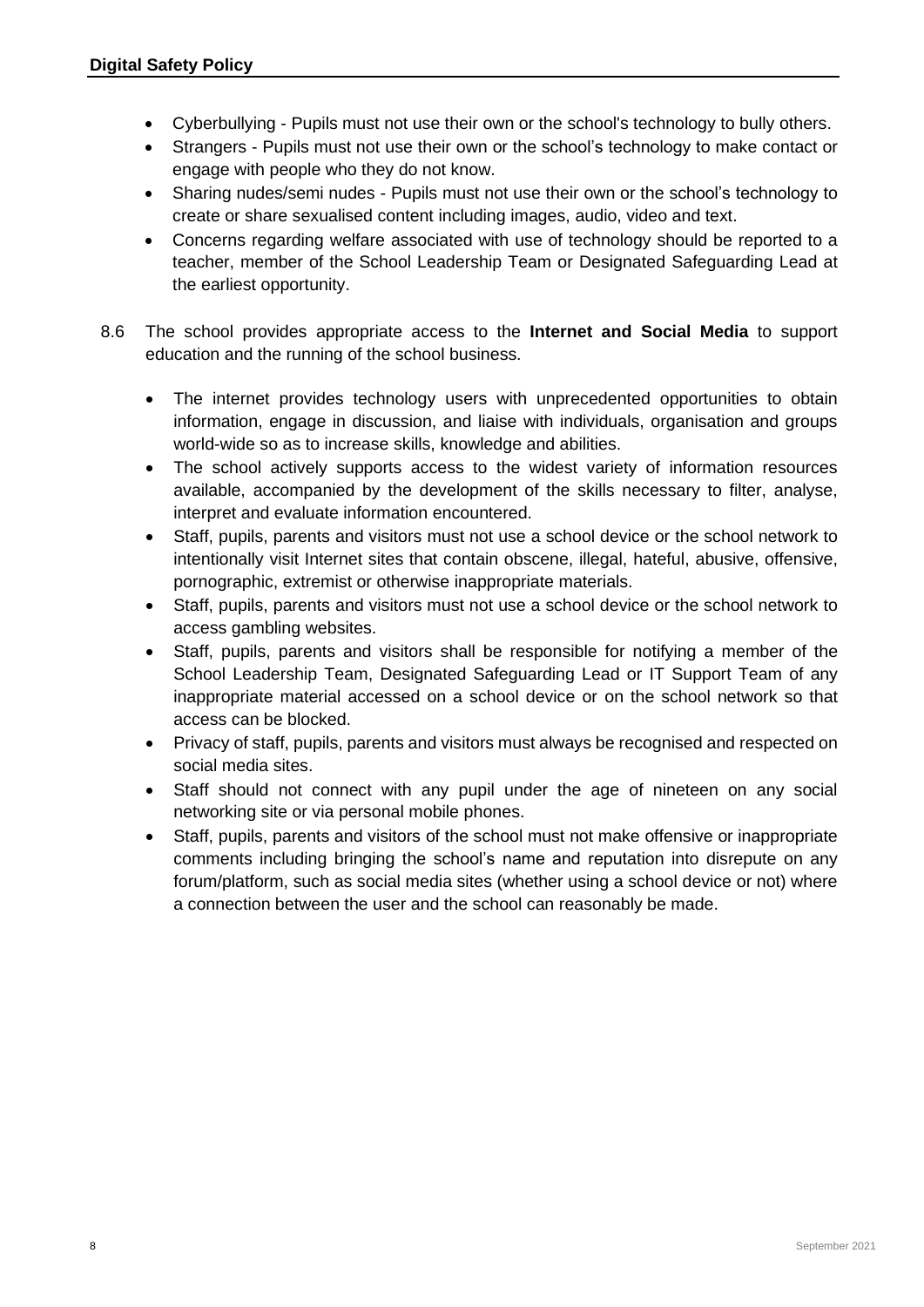- Cyberbullying - Pupils must not use their own or the school's technology to bully others.
- Strangers - Pupils must not use their own or the school's technology to make contact or engage with people who they do not know.
- Sharing nudes/semi nudes - Pupils must not use their own or the school's technology to create or share sexualised content including images, audio, video and text.
- Concerns regarding welfare associated with use of technology should be reported to a teacher, member of the School Leadership Team or Designated Safeguarding Lead at the earliest opportunity.

8.6 The school provides appropriate access to the **Internet and Social Media** to support education and the running of the school business.

- The internet provides technology users with unprecedented opportunities to obtain information, engage in discussion, and liaise with individuals, organisation and groups world-wide so as to increase skills, knowledge and abilities.
- The school actively supports access to the widest variety of information resources available, accompanied by the development of the skills necessary to filter, analyse, interpret and evaluate information encountered.
- Staff, pupils, parents and visitors must not use a school device or the school network to intentionally visit Internet sites that contain obscene, illegal, hateful, abusive, offensive, pornographic, extremist or otherwise inappropriate materials.
- Staff, pupils, parents and visitors must not use a school device or the school network to access gambling websites.
- Staff, pupils, parents and visitors shall be responsible for notifying a member of the School Leadership Team, Designated Safeguarding Lead or IT Support Team of any inappropriate material accessed on a school device or on the school network so that access can be blocked.
- Privacy of staff, pupils, parents and visitors must always be recognised and respected on social media sites.
- Staff should not connect with any pupil under the age of nineteen on any social networking site or via personal mobile phones.
- Staff, pupils, parents and visitors of the school must not make offensive or inappropriate comments including bringing the school's name and reputation into disrepute on any forum/platform, such as social media sites (whether using a school device or not) where a connection between the user and the school can reasonably be made.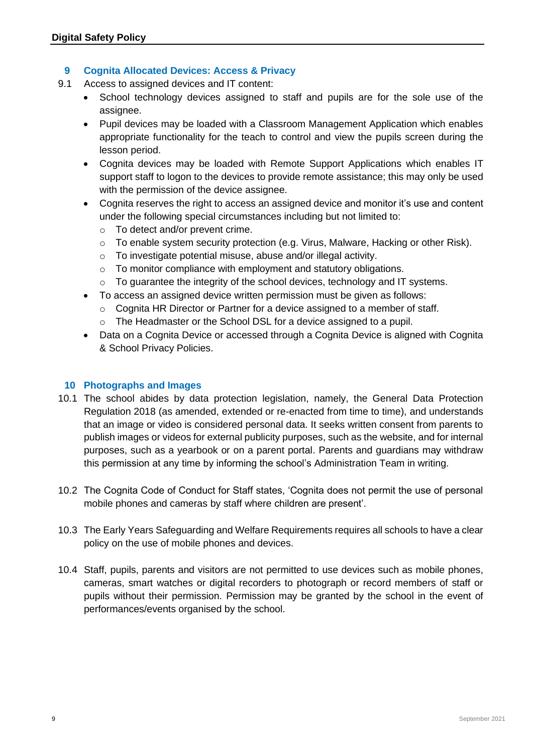## 9 Cognita Allocated Devices: Access & Privacy

9.1 Access to assigned devices and IT content:

- School technology devices assigned to staff and pupils are for the sole use of the assignee.
- Pupil devices may be loaded with a Classroom Management Application which enables appropriate functionality for the teach to control and view the pupils screen during the lesson period.
- Cognita devices may be loaded with Remote Support Applications which enables IT support staff to logon to the devices to provide remote assistance; this may only be used with the permission of the device assignee.
- Cognita reserves the right to access an assigned device and monitor it's use and content under the following special circumstances including but not limited to:
  - To detect and/or prevent crime.
  - To enable system security protection (e.g. Virus, Malware, Hacking or other Risk).
  - To investigate potential misuse, abuse and/or illegal activity.
  - To monitor compliance with employment and statutory obligations.
  - To guarantee the integrity of the school devices, technology and IT systems.
- To access an assigned device written permission must be given as follows:
  - Cognita HR Director or Partner for a device assigned to a member of staff.
  - The Headmaster or the School DSL for a device assigned to a pupil.
- Data on a Cognita Device or accessed through a Cognita Device is aligned with Cognita & School Privacy Policies.

## 10 Photographs and Images

10.1 The school abides by data protection legislation, namely, the General Data Protection Regulation 2018 (as amended, extended or re-enacted from time to time), and understands that an image or video is considered personal data. It seeks written consent from parents to publish images or videos for external publicity purposes, such as the website, and for internal purposes, such as a yearbook or on a parent portal. Parents and guardians may withdraw this permission at any time by informing the school's Administration Team in writing.

10.2 The Cognita Code of Conduct for Staff states, 'Cognita does not permit the use of personal mobile phones and cameras by staff where children are present'.

10.3 The Early Years Safeguarding and Welfare Requirements requires all schools to have a clear policy on the use of mobile phones and devices.

10.4 Staff, pupils, parents and visitors are not permitted to use devices such as mobile phones, cameras, smart watches or digital recorders to photograph or record members of staff or pupils without their permission. Permission may be granted by the school in the event of performances/events organised by the school.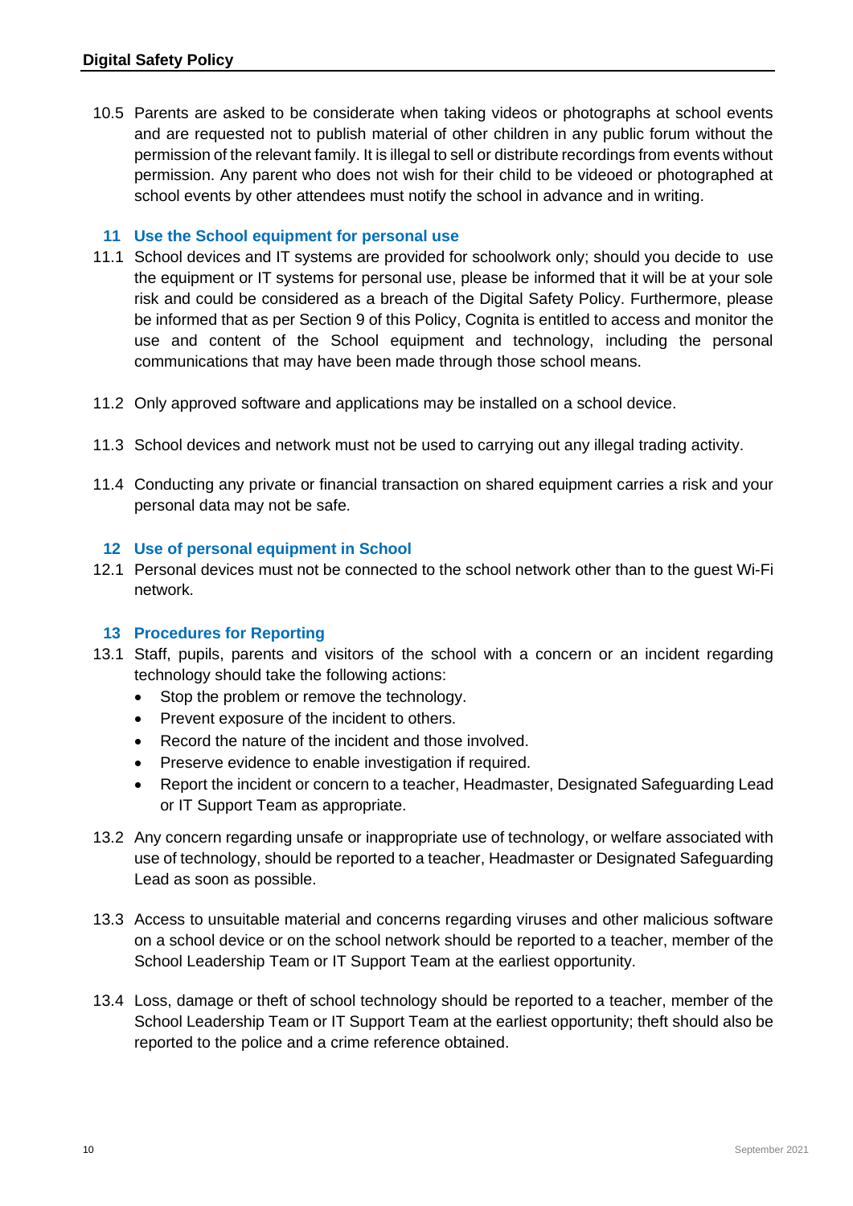10.5 Parents are asked to be considerate when taking videos or photographs at school events and are requested not to publish material of other children in any public forum without the permission of the relevant family. It is illegal to sell or distribute recordings from events without permission. Any parent who does not wish for their child to be videoed or photographed at school events by other attendees must notify the school in advance and in writing.

## 11 Use the School equipment for personal use

11.1 School devices and IT systems are provided for schoolwork only; should you decide to use the equipment or IT systems for personal use, please be informed that it will be at your sole risk and could be considered as a breach of the Digital Safety Policy. Furthermore, please be informed that as per Section 9 of this Policy, Cognita is entitled to access and monitor the use and content of the School equipment and technology, including the personal communications that may have been made through those school means.

11.2 Only approved software and applications may be installed on a school device.

11.3 School devices and network must not be used to carrying out any illegal trading activity.

11.4 Conducting any private or financial transaction on shared equipment carries a risk and your personal data may not be safe.

## 12 Use of personal equipment in School

12.1 Personal devices must not be connected to the school network other than to the guest Wi-Fi network.

## 13 Procedures for Reporting

13.1 Staff, pupils, parents and visitors of the school with a concern or an incident regarding technology should take the following actions:

- Stop the problem or remove the technology.
- Prevent exposure of the incident to others.
- Record the nature of the incident and those involved.
- Preserve evidence to enable investigation if required.
- Report the incident or concern to a teacher, Headmaster, Designated Safeguarding Lead or IT Support Team as appropriate.

13.2 Any concern regarding unsafe or inappropriate use of technology, or welfare associated with use of technology, should be reported to a teacher, Headmaster or Designated Safeguarding Lead as soon as possible.

13.3 Access to unsuitable material and concerns regarding viruses and other malicious software on a school device or on the school network should be reported to a teacher, member of the School Leadership Team or IT Support Team at the earliest opportunity.

13.4 Loss, damage or theft of school technology should be reported to a teacher, member of the School Leadership Team or IT Support Team at the earliest opportunity; theft should also be reported to the police and a crime reference obtained.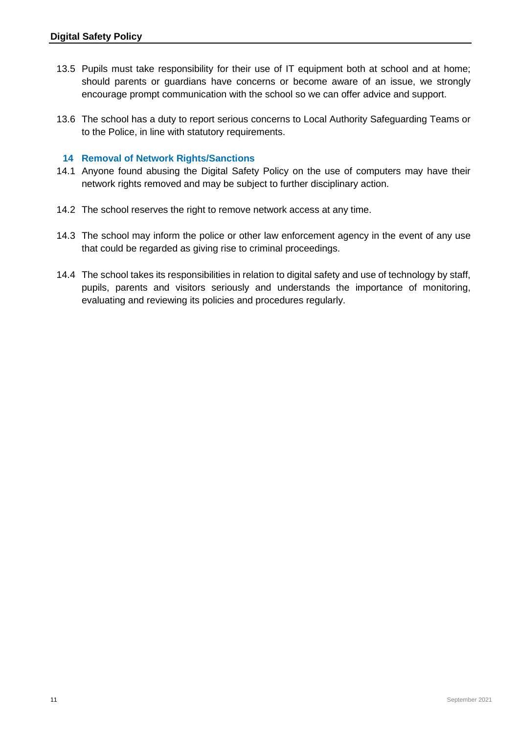13.5 Pupils must take responsibility for their use of IT equipment both at school and at home; should parents or guardians have concerns or become aware of an issue, we strongly encourage prompt communication with the school so we can offer advice and support.

13.6 The school has a duty to report serious concerns to Local Authority Safeguarding Teams or to the Police, in line with statutory requirements.

## 14 Removal of Network Rights/Sanctions

14.1 Anyone found abusing the Digital Safety Policy on the use of computers may have their network rights removed and may be subject to further disciplinary action.

14.2 The school reserves the right to remove network access at any time.

14.3 The school may inform the police or other law enforcement agency in the event of any use that could be regarded as giving rise to criminal proceedings.

14.4 The school takes its responsibilities in relation to digital safety and use of technology by staff, pupils, parents and visitors seriously and understands the importance of monitoring, evaluating and reviewing its policies and procedures regularly.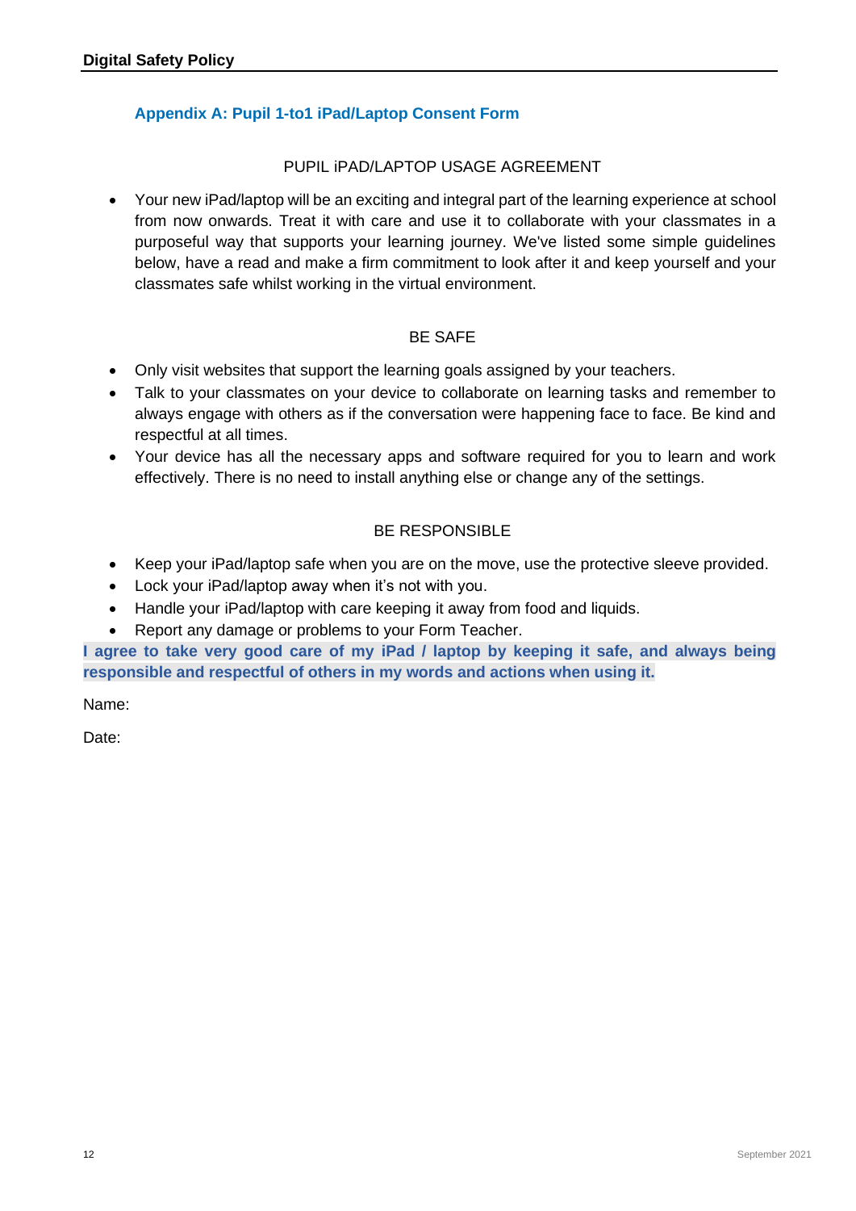## Appendix A: Pupil 1-to1 iPad/Laptop Consent Form

PUPIL iPAD/LAPTOP USAGE AGREEMENT

- Your new iPad/laptop will be an exciting and integral part of the learning experience at school from now onwards. Treat it with care and use it to collaborate with your classmates in a purposeful way that supports your learning journey. We've listed some simple guidelines below, have a read and make a firm commitment to look after it and keep yourself and your classmates safe whilst working in the virtual environment.

BE SAFE

- Only visit websites that support the learning goals assigned by your teachers.
- Talk to your classmates on your device to collaborate on learning tasks and remember to always engage with others as if the conversation were happening face to face. Be kind and respectful at all times.
- Your device has all the necessary apps and software required for you to learn and work effectively. There is no need to install anything else or change any of the settings.

BE RESPONSIBLE

- Keep your iPad/laptop safe when you are on the move, use the protective sleeve provided.
- Lock your iPad/laptop away when it's not with you.
- Handle your iPad/laptop with care keeping it away from food and liquids.
- Report any damage or problems to your Form Teacher.

**I agree to take very good care of my iPad / laptop by keeping it safe, and always being responsible and respectful of others in my words and actions when using it.**

Name:

Date: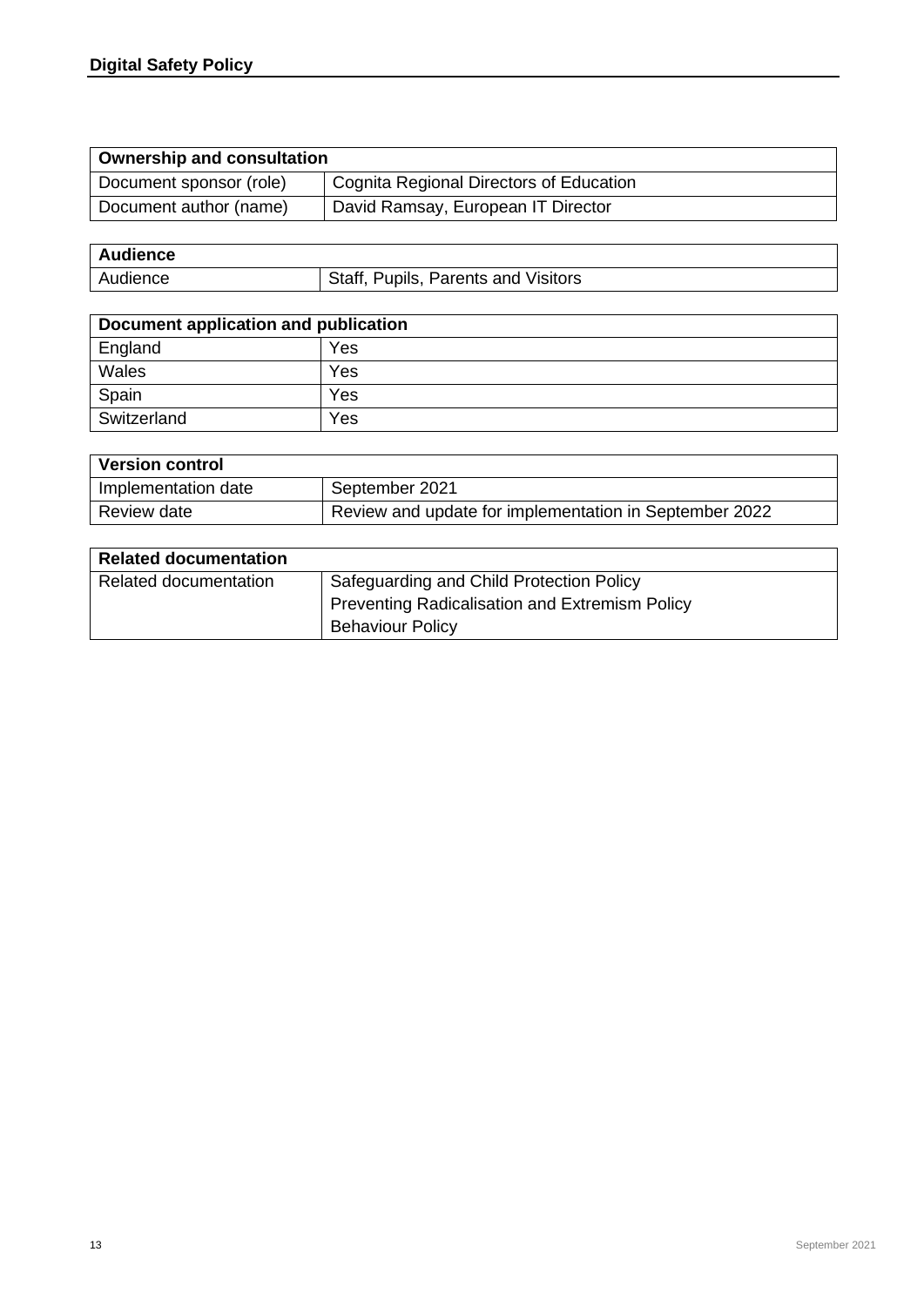| Ownership and consultation | |
| --- | --- |
| Document sponsor (role) | Cognita Regional Directors of Education |
| Document author (name) | David Ramsay, European IT Director |

| Audience | |
| --- | --- |
| Audience | Staff, Pupils, Parents and Visitors |

| Document application and publication | |
| --- | --- |
| England | Yes |
| Wales | Yes |
| Spain | Yes |
| Switzerland | Yes |

| Version control | |
| --- | --- |
| Implementation date | September 2021 |
| Review date | Review and update for implementation in September 2022 |

| Related documentation | |
| --- | --- |
| Related documentation | Safeguarding and Child Protection Policy<br>Preventing Radicalisation and Extremism Policy<br>Behaviour Policy |